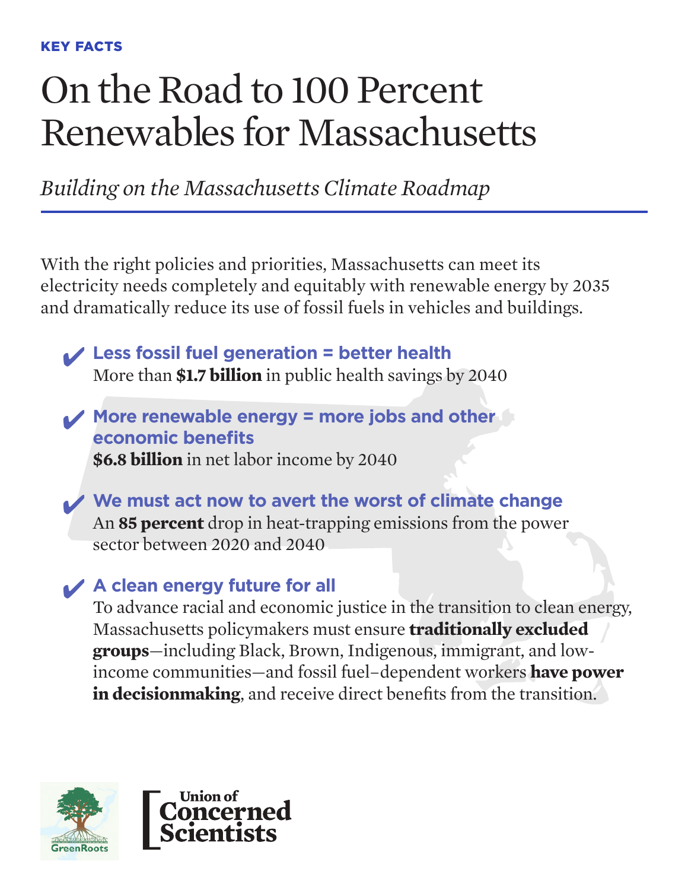KEY FACTS

# On the Road to 100 Percent Renewables for Massachusetts

*Building on the Massachusetts Climate Roadmap*

With the right policies and priorities, Massachusetts can meet its electricity needs completely and equitably with renewable energy by 2035 and dramatically reduce its use of fossil fuels in vehicles and buildings.

- ✔ **Less fossil fuel generation = better health**
  More than **$1.7 billion** in public health savings by 2040

- ✔ **More renewable energy = more jobs and other economic benefits**
  **$6.8 billion** in net labor income by 2040

- ✔ **We must act now to avert the worst of climate change**
  An **85 percent** drop in heat-trapping emissions from the power sector between 2020 and 2040

- ✔ **A clean energy future for all**
  To advance racial and economic justice in the transition to clean energy, Massachusetts policymakers must ensure **traditionally excluded groups**—including Black, Brown, Indigenous, immigrant, and low-income communities—and fossil fuel–dependent workers **have power in decisionmaking**, and receive direct benefits from the transition.

GreenRoots

Union of Concerned Scientists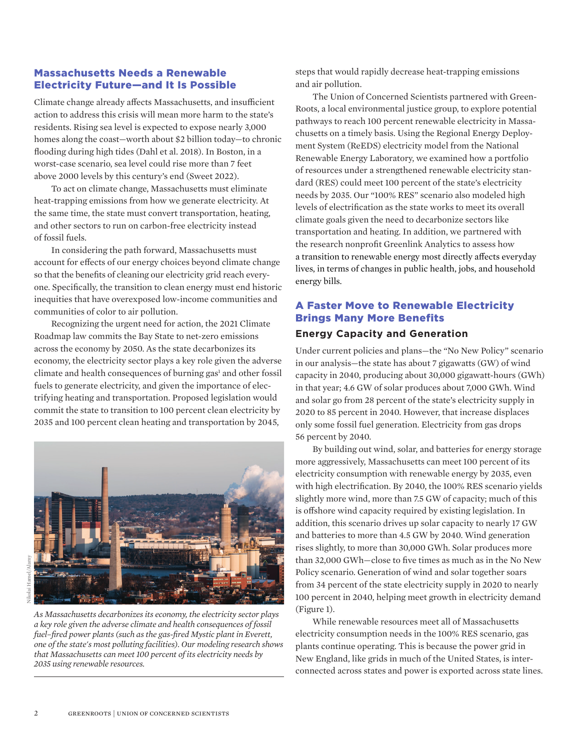## Massachusetts Needs a Renewable Electricity Future—and It Is Possible

Climate change already affects Massachusetts, and insufficient action to address this crisis will mean more harm to the state's residents. Rising sea level is expected to expose nearly 3,000 homes along the coast—worth about $2 billion today—to chronic flooding during high tides (Dahl et al. 2018). In Boston, in a worst-case scenario, sea level could rise more than 7 feet above 2000 levels by this century's end (Sweet 2022).

To act on climate change, Massachusetts must eliminate heat-trapping emissions from how we generate electricity. At the same time, the state must convert transportation, heating, and other sectors to run on carbon-free electricity instead of fossil fuels.

In considering the path forward, Massachusetts must account for effects of our energy choices beyond climate change so that the benefits of cleaning our electricity grid reach everyone. Specifically, the transition to clean energy must end historic inequities that have overexposed low-income communities and communities of color to air pollution.

Recognizing the urgent need for action, the 2021 Climate Roadmap law commits the Bay State to net-zero emissions across the economy by 2050. As the state decarbonizes its economy, the electricity sector plays a key role given the adverse climate and health consequences of burning gas[1] and other fossil fuels to generate electricity, and given the importance of electrifying heating and transportation. Proposed legislation would commit the state to transition to 100 percent clean electricity by 2035 and 100 percent clean heating and transportation by 2045, steps that would rapidly decrease heat-trapping emissions and air pollution.

*As Massachusetts decarbonizes its economy, the electricity sector plays a key role given the adverse climate and health consequences of fossil fuel–fired power plants (such as the gas-fired Mystic plant in Everett, one of the state's most polluting facilities). Our modeling research shows that Massachusetts can meet 100 percent of its electricity needs by 2035 using renewable resources.*

The Union of Concerned Scientists partnered with GreenRoots, a local environmental justice group, to explore potential pathways to reach 100 percent renewable electricity in Massachusetts on a timely basis. Using the Regional Energy Deployment System (ReEDS) electricity model from the National Renewable Energy Laboratory, we examined how a portfolio of resources under a strengthened renewable electricity standard (RES) could meet 100 percent of the state's electricity needs by 2035. Our "100% RES" scenario also modeled high levels of electrification as the state works to meet its overall climate goals given the need to decarbonize sectors like transportation and heating. In addition, we partnered with the research nonprofit Greenlink Analytics to assess how a transition to renewable energy most directly affects everyday lives, in terms of changes in public health, jobs, and household energy bills.

## A Faster Move to Renewable Electricity Brings Many More Benefits

### Energy Capacity and Generation

Under current policies and plans—the "No New Policy" scenario in our analysis—the state has about 7 gigawatts (GW) of wind capacity in 2040, producing about 30,000 gigawatt-hours (GWh) in that year; 4.6 GW of solar produces about 7,000 GWh. Wind and solar go from 28 percent of the state's electricity supply in 2020 to 85 percent in 2040. However, that increase displaces only some fossil fuel generation. Electricity from gas drops 56 percent by 2040.

By building out wind, solar, and batteries for energy storage more aggressively, Massachusetts can meet 100 percent of its electricity consumption with renewable energy by 2035, even with high electrification. By 2040, the 100% RES scenario yields slightly more wind, more than 7.5 GW of capacity; much of this is offshore wind capacity required by existing legislation. In addition, this scenario drives up solar capacity to nearly 17 GW and batteries to more than 4.5 GW by 2040. Wind generation rises slightly, to more than 30,000 GWh. Solar produces more than 32,000 GWh—close to five times as much as in the No New Policy scenario. Generation of wind and solar together soars from 34 percent of the state electricity supply in 2020 to nearly 100 percent in 2040, helping meet growth in electricity demand (Figure 1).

While renewable resources meet all of Massachusetts electricity consumption needs in the 100% RES scenario, gas plants continue operating. This is because the power grid in New England, like grids in much of the United States, is interconnected across states and power is exported across state lines.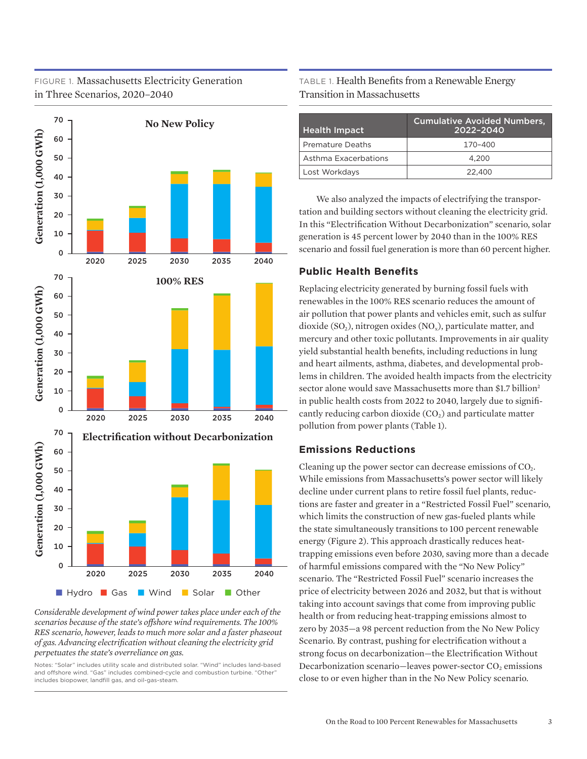FIGURE 1. Massachusetts Electricity Generation in Three Scenarios, 2020–2040

*Considerable development of wind power takes place under each of the scenarios because of the state's offshore wind requirements. The 100% RES scenario, however, leads to much more solar and a faster phaseout of gas. Advancing electrification without cleaning the electricity grid perpetuates the state's overreliance on gas.*

Notes: "Solar" includes utility scale and distributed solar. "Wind" includes land-based and offshore wind. "Gas" includes combined-cycle and combustion turbine. "Other" includes biopower, landfill gas, and oil-gas-steam.

TABLE 1. Health Benefits from a Renewable Energy Transition in Massachusetts

| Health Impact | Cumulative Avoided Numbers, 2022–2040 |
|---|---|
| Premature Deaths | 170–400 |
| Asthma Exacerbations | 4,200 |
| Lost Workdays | 22,400 |

We also analyzed the impacts of electrifying the transportation and building sectors without cleaning the electricity grid. In this "Electrification Without Decarbonization" scenario, solar generation is 45 percent lower by 2040 than in the 100% RES scenario and fossil fuel generation is more than 60 percent higher.

## Public Health Benefits

Replacing electricity generated by burning fossil fuels with renewables in the 100% RES scenario reduces the amount of air pollution that power plants and vehicles emit, such as sulfur dioxide ($SO_2$), nitrogen oxides ($NO_x$), particulate matter, and mercury and other toxic pollutants. Improvements in air quality yield substantial health benefits, including reductions in lung and heart ailments, asthma, diabetes, and developmental problems in children. The avoided health impacts from the electricity sector alone would save Massachusetts more than $1.7 billion[2] in public health costs from 2022 to 2040, largely due to significantly reducing carbon dioxide ($CO_2$) and particulate matter pollution from power plants (Table 1).

## Emissions Reductions

Cleaning up the power sector can decrease emissions of $CO_2$. While emissions from Massachusetts's power sector will likely decline under current plans to retire fossil fuel plants, reductions are faster and greater in a "Restricted Fossil Fuel" scenario, which limits the construction of new gas-fueled plants while the state simultaneously transitions to 100 percent renewable energy (Figure 2). This approach drastically reduces heat-trapping emissions even before 2030, saving more than a decade of harmful emissions compared with the "No New Policy" scenario. The "Restricted Fossil Fuel" scenario increases the price of electricity between 2026 and 2032, but that is without taking into account savings that come from improving public health or from reducing heat-trapping emissions almost to zero by 2035—a 98 percent reduction from the No New Policy Scenario. By contrast, pushing for electrification without a strong focus on decarbonization—the Electrification Without Decarbonization scenario—leaves power-sector $CO_2$ emissions close to or even higher than in the No New Policy scenario.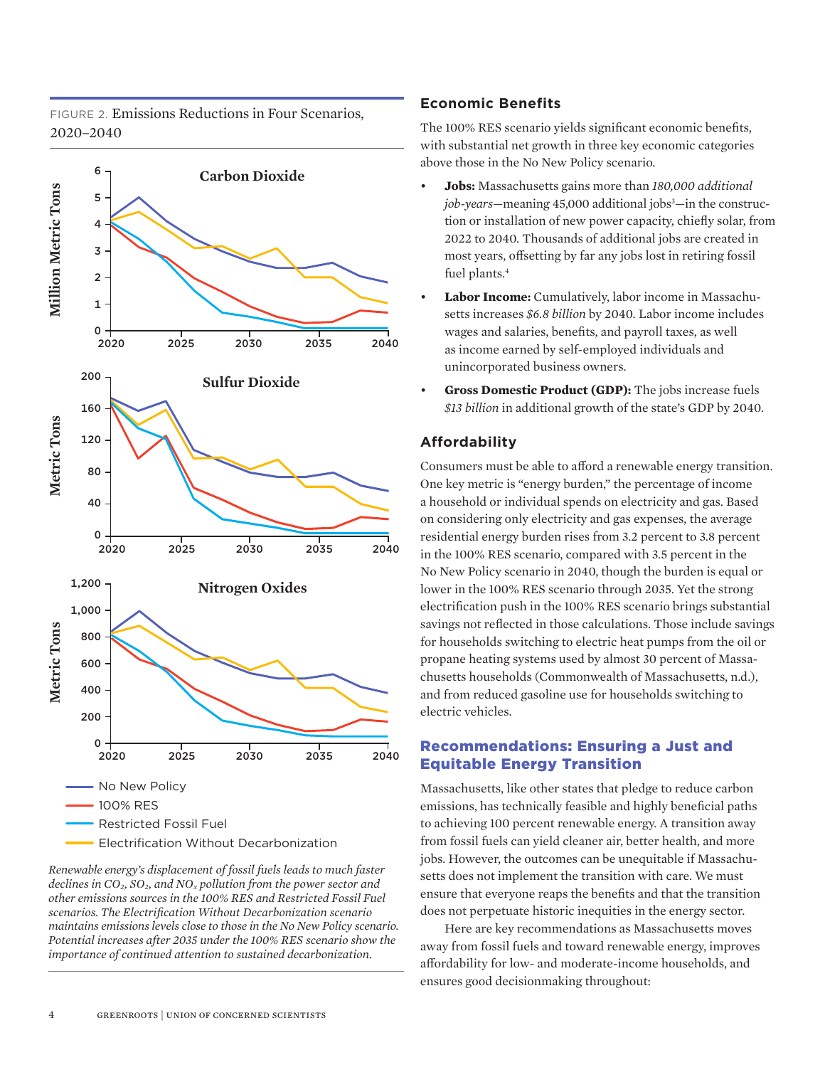FIGURE 2. Emissions Reductions in Four Scenarios, 2020–2040

*Renewable energy's displacement of fossil fuels leads to much faster declines in $CO_2$, $SO_2$, and $NO_x$ pollution from the power sector and other emissions sources in the 100% RES and Restricted Fossil Fuel scenarios. The Electrification Without Decarbonization scenario maintains emissions levels close to those in the No New Policy scenario. Potential increases after 2035 under the 100% RES scenario show the importance of continued attention to sustained decarbonization.*

## Economic Benefits

The 100% RES scenario yields significant economic benefits, with substantial net growth in three key economic categories above those in the No New Policy scenario.

- **Jobs:** Massachusetts gains more than *180,000 additional job-years*—meaning 45,000 additional jobs[3]—in the construction or installation of new power capacity, chiefly solar, from 2022 to 2040. Thousands of additional jobs are created in most years, offsetting by far any jobs lost in retiring fossil fuel plants.[4]
- **Labor Income:** Cumulatively, labor income in Massachusetts increases *$6.8 billion* by 2040. Labor income includes wages and salaries, benefits, and payroll taxes, as well as income earned by self-employed individuals and unincorporated business owners.
- **Gross Domestic Product (GDP):** The jobs increase fuels *$13 billion* in additional growth of the state's GDP by 2040.

## Affordability

Consumers must be able to afford a renewable energy transition. One key metric is "energy burden," the percentage of income a household or individual spends on electricity and gas. Based on considering only electricity and gas expenses, the average residential energy burden rises from 3.2 percent to 3.8 percent in the 100% RES scenario, compared with 3.5 percent in the No New Policy scenario in 2040, though the burden is equal or lower in the 100% RES scenario through 2035. Yet the strong electrification push in the 100% RES scenario brings substantial savings not reflected in those calculations. Those include savings for households switching to electric heat pumps from the oil or propane heating systems used by almost 30 percent of Massachusetts households (Commonwealth of Massachusetts, n.d.), and from reduced gasoline use for households switching to electric vehicles.

## Recommendations: Ensuring a Just and Equitable Energy Transition

Massachusetts, like other states that pledge to reduce carbon emissions, has technically feasible and highly beneficial paths to achieving 100 percent renewable energy. A transition away from fossil fuels can yield cleaner air, better health, and more jobs. However, the outcomes can be unequitable if Massachusetts does not implement the transition with care. We must ensure that everyone reaps the benefits and that the transition does not perpetuate historic inequities in the energy sector.

Here are key recommendations as Massachusetts moves away from fossil fuels and toward renewable energy, improves affordability for low- and moderate-income households, and ensures good decisionmaking throughout: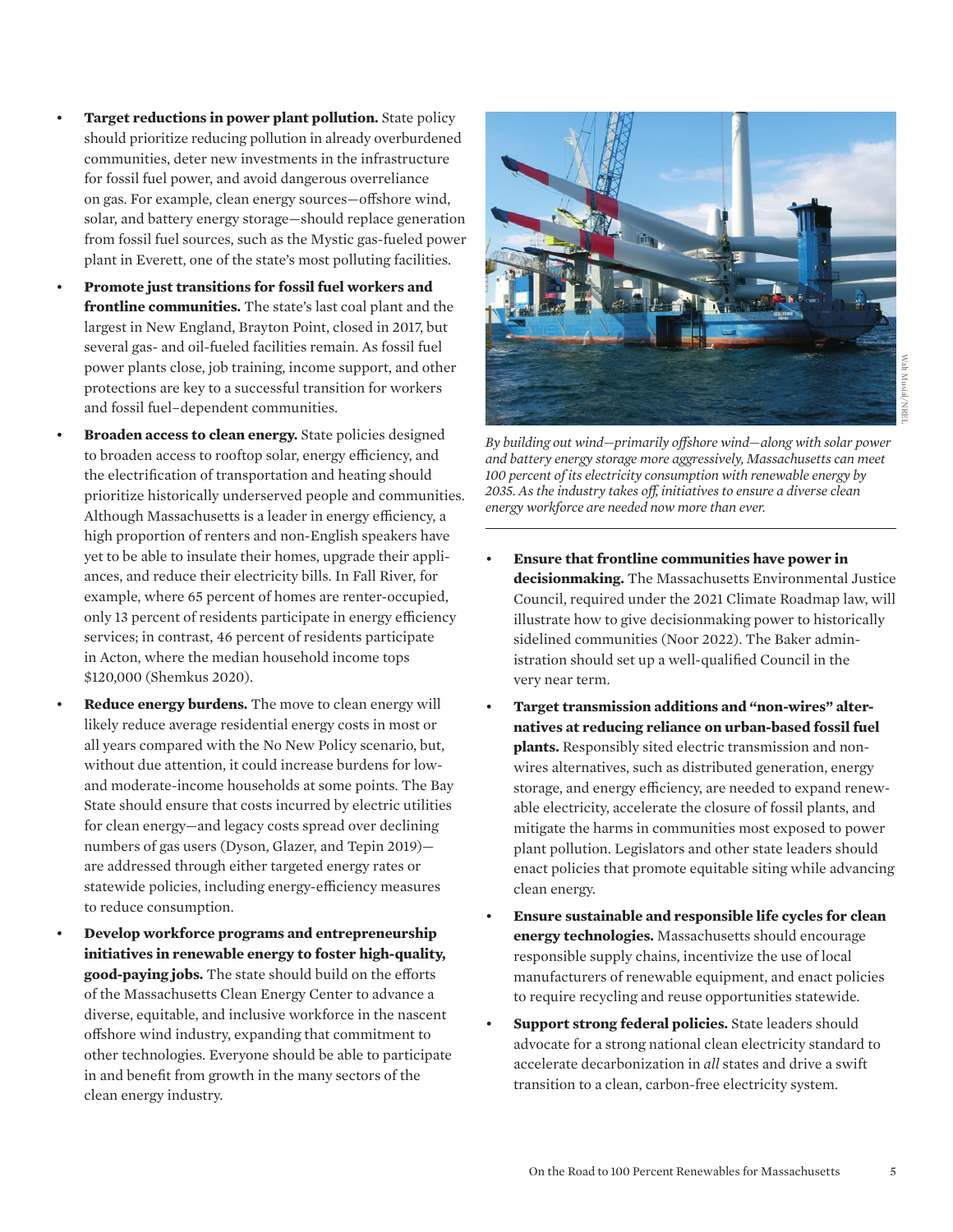- **Target reductions in power plant pollution.** State policy should prioritize reducing pollution in already overburdened communities, deter new investments in the infrastructure for fossil fuel power, and avoid dangerous overreliance on gas. For example, clean energy sources—offshore wind, solar, and battery energy storage—should replace generation from fossil fuel sources, such as the Mystic gas-fueled power plant in Everett, one of the state's most polluting facilities.
- **Promote just transitions for fossil fuel workers and frontline communities.** The state's last coal plant and the largest in New England, Brayton Point, closed in 2017, but several gas- and oil-fueled facilities remain. As fossil fuel power plants close, job training, income support, and other protections are key to a successful transition for workers and fossil fuel–dependent communities.
- **Broaden access to clean energy.** State policies designed to broaden access to rooftop solar, energy efficiency, and the electrification of transportation and heating should prioritize historically underserved people and communities. Although Massachusetts is a leader in energy efficiency, a high proportion of renters and non-English speakers have yet to be able to insulate their homes, upgrade their appliances, and reduce their electricity bills. In Fall River, for example, where 65 percent of homes are renter-occupied, only 13 percent of residents participate in energy efficiency services; in contrast, 46 percent of residents participate in Acton, where the median household income tops $120,000 (Shemkus 2020).
- **Reduce energy burdens.** The move to clean energy will likely reduce average residential energy costs in most or all years compared with the No New Policy scenario, but, without due attention, it could increase burdens for low- and moderate-income households at some points. The Bay State should ensure that costs incurred by electric utilities for clean energy—and legacy costs spread over declining numbers of gas users (Dyson, Glazer, and Tepin 2019)—are addressed through either targeted energy rates or statewide policies, including energy-efficiency measures to reduce consumption.
- **Develop workforce programs and entrepreneurship initiatives in renewable energy to foster high-quality, good-paying jobs.** The state should build on the efforts of the Massachusetts Clean Energy Center to advance a diverse, equitable, and inclusive workforce in the nascent offshore wind industry, expanding that commitment to other technologies. Everyone should be able to participate in and benefit from growth in the many sectors of the clean energy industry.

Walt Musial/NREL

*By building out wind—primarily offshore wind—along with solar power and battery energy storage more aggressively, Massachusetts can meet 100 percent of its electricity consumption with renewable energy by 2035. As the industry takes off, initiatives to ensure a diverse clean energy workforce are needed now more than ever.*

- **Ensure that frontline communities have power in decisionmaking.** The Massachusetts Environmental Justice Council, required under the 2021 Climate Roadmap law, will illustrate how to give decisionmaking power to historically sidelined communities (Noor 2022). The Baker administration should set up a well-qualified Council in the very near term.
- **Target transmission additions and "non-wires" alternatives at reducing reliance on urban-based fossil fuel plants.** Responsibly sited electric transmission and non-wires alternatives, such as distributed generation, energy storage, and energy efficiency, are needed to expand renewable electricity, accelerate the closure of fossil plants, and mitigate the harms in communities most exposed to power plant pollution. Legislators and other state leaders should enact policies that promote equitable siting while advancing clean energy.
- **Ensure sustainable and responsible life cycles for clean energy technologies.** Massachusetts should encourage responsible supply chains, incentivize the use of local manufacturers of renewable equipment, and enact policies to require recycling and reuse opportunities statewide.
- **Support strong federal policies.** State leaders should advocate for a strong national clean electricity standard to accelerate decarbonization in *all* states and drive a swift transition to a clean, carbon-free electricity system.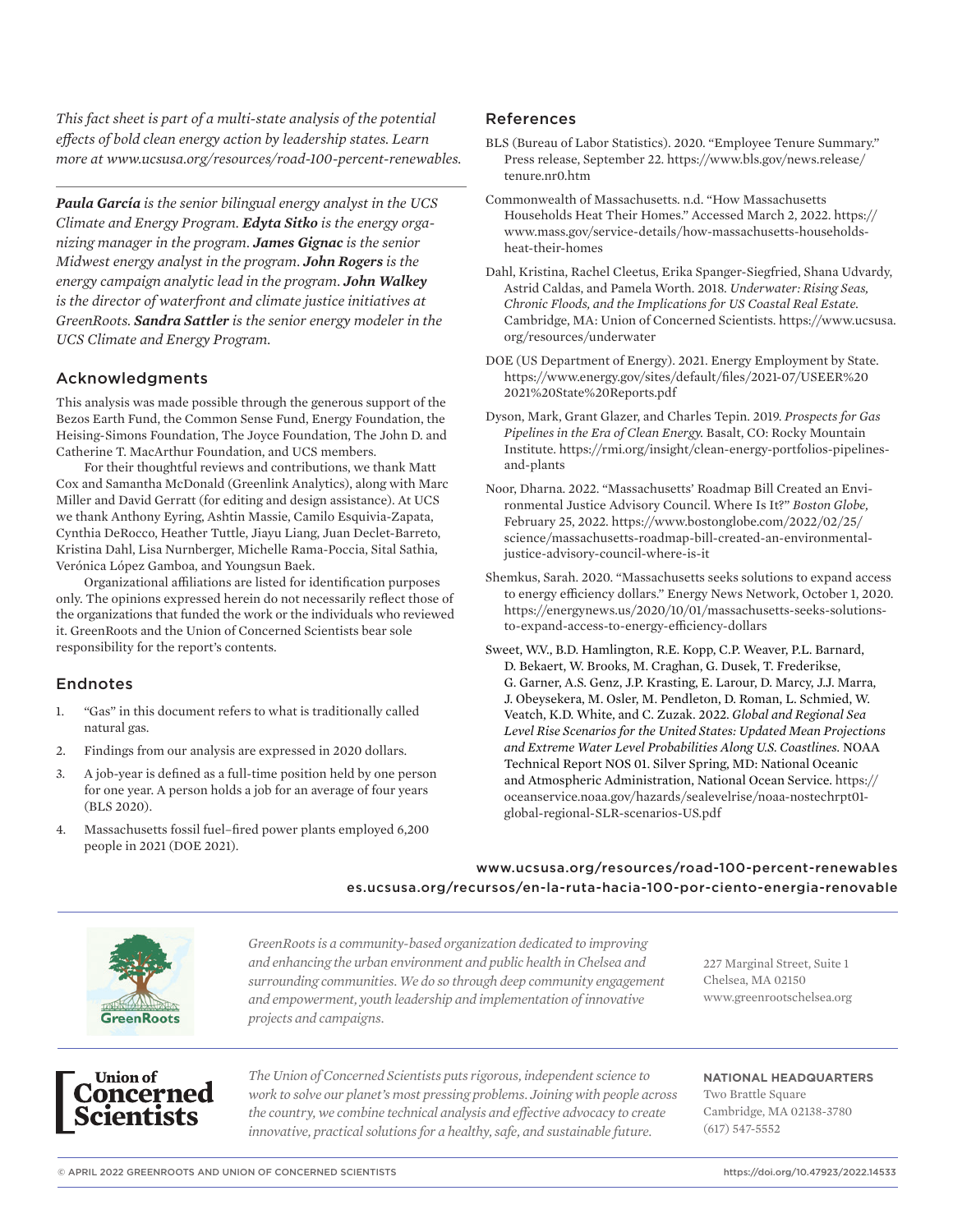*This fact sheet is part of a multi-state analysis of the potential effects of bold clean energy action by leadership states. Learn more at www.ucsusa.org/resources/road-100-percent-renewables.*

***Paula García*** *is the senior bilingual energy analyst in the UCS Climate and Energy Program.* ***Edyta Sitko*** *is the energy organizing manager in the program.* ***James Gignac*** *is the senior Midwest energy analyst in the program.* ***John Rogers*** *is the energy campaign analytic lead in the program.* ***John Walkey*** *is the director of waterfront and climate justice initiatives at GreenRoots.* ***Sandra Sattler*** *is the senior energy modeler in the UCS Climate and Energy Program.*

## Acknowledgments

This analysis was made possible through the generous support of the Bezos Earth Fund, the Common Sense Fund, Energy Foundation, the Heising-Simons Foundation, The Joyce Foundation, The John D. and Catherine T. MacArthur Foundation, and UCS members.

For their thoughtful reviews and contributions, we thank Matt Cox and Samantha McDonald (Greenlink Analytics), along with Marc Miller and David Gerratt (for editing and design assistance). At UCS we thank Anthony Eyring, Ashtin Massie, Camilo Esquivia-Zapata, Cynthia DeRocco, Heather Tuttle, Jiayu Liang, Juan Declet-Barreto, Kristina Dahl, Lisa Nurnberger, Michelle Rama-Poccia, Sital Sathia, Verónica López Gamboa, and Youngsun Baek.

Organizational affiliations are listed for identification purposes only. The opinions expressed herein do not necessarily reflect those of the organizations that funded the work or the individuals who reviewed it. GreenRoots and the Union of Concerned Scientists bear sole responsibility for the report's contents.

## Endnotes

1. "Gas" in this document refers to what is traditionally called natural gas.
2. Findings from our analysis are expressed in 2020 dollars.
3. A job-year is defined as a full-time position held by one person for one year. A person holds a job for an average of four years (BLS 2020).
4. Massachusetts fossil fuel–fired power plants employed 6,200 people in 2021 (DOE 2021).

## References

BLS (Bureau of Labor Statistics). 2020. "Employee Tenure Summary." Press release, September 22. https://www.bls.gov/news.release/tenure.nr0.htm

Commonwealth of Massachusetts. n.d. "How Massachusetts Households Heat Their Homes." Accessed March 2, 2022. https://www.mass.gov/service-details/how-massachusetts-households-heat-their-homes

Dahl, Kristina, Rachel Cleetus, Erika Spanger-Siegfried, Shana Udvardy, Astrid Caldas, and Pamela Worth. 2018. *Underwater: Rising Seas, Chronic Floods, and the Implications for US Coastal Real Estate.* Cambridge, MA: Union of Concerned Scientists. https://www.ucsusa.org/resources/underwater

DOE (US Department of Energy). 2021. Energy Employment by State. https://www.energy.gov/sites/default/files/2021-07/USEER%202021%20State%20Reports.pdf

Dyson, Mark, Grant Glazer, and Charles Tepin. 2019. *Prospects for Gas Pipelines in the Era of Clean Energy.* Basalt, CO: Rocky Mountain Institute. https://rmi.org/insight/clean-energy-portfolios-pipelines-and-plants

Noor, Dharna. 2022. "Massachusetts' Roadmap Bill Created an Environmental Justice Advisory Council. Where Is It?" *Boston Globe,* February 25, 2022. https://www.bostonglobe.com/2022/02/25/science/massachusetts-roadmap-bill-created-an-environmental-justice-advisory-council-where-is-it

Shemkus, Sarah. 2020. "Massachusetts seeks solutions to expand access to energy efficiency dollars." Energy News Network, October 1, 2020. https://energynews.us/2020/10/01/massachusetts-seeks-solutions-to-expand-access-to-energy-efficiency-dollars

Sweet, W.V., B.D. Hamlington, R.E. Kopp, C.P. Weaver, P.L. Barnard, D. Bekaert, W. Brooks, M. Craghan, G. Dusek, T. Frederikse, G. Garner, A.S. Genz, J.P. Krasting, E. Larour, D. Marcy, J.J. Marra, J. Obeysekera, M. Osler, M. Pendleton, D. Roman, L. Schmied, W. Veatch, K.D. White, and C. Zuzak. 2022. *Global and Regional Sea Level Rise Scenarios for the United States: Updated Mean Projections and Extreme Water Level Probabilities Along U.S. Coastlines.* NOAA Technical Report NOS 01. Silver Spring, MD: National Oceanic and Atmospheric Administration, National Ocean Service. https://oceanservice.noaa.gov/hazards/sealevelrise/noaa-nostechrpt01-global-regional-SLR-scenarios-US.pdf

www.ucsusa.org/resources/road-100-percent-renewables
es.ucsusa.org/recursos/en-la-ruta-hacia-100-por-ciento-energia-renovable

GreenRoots

*GreenRoots is a community-based organization dedicated to improving and enhancing the urban environment and public health in Chelsea and surrounding communities. We do so through deep community engagement and empowerment, youth leadership and implementation of innovative projects and campaigns.*

227 Marginal Street, Suite 1
Chelsea, MA 02150
www.greenrootschelsea.org

Union of Concerned Scientists

*The Union of Concerned Scientists puts rigorous, independent science to work to solve our planet's most pressing problems. Joining with people across the country, we combine technical analysis and effective advocacy to create innovative, practical solutions for a healthy, safe, and sustainable future.*

**NATIONAL HEADQUARTERS**
Two Brattle Square
Cambridge, MA 02138-3780
(617) 547-5552

© APRIL 2022 GREENROOTS AND UNION OF CONCERNED SCIENTISTS

https://doi.org/10.47923/2022.14533